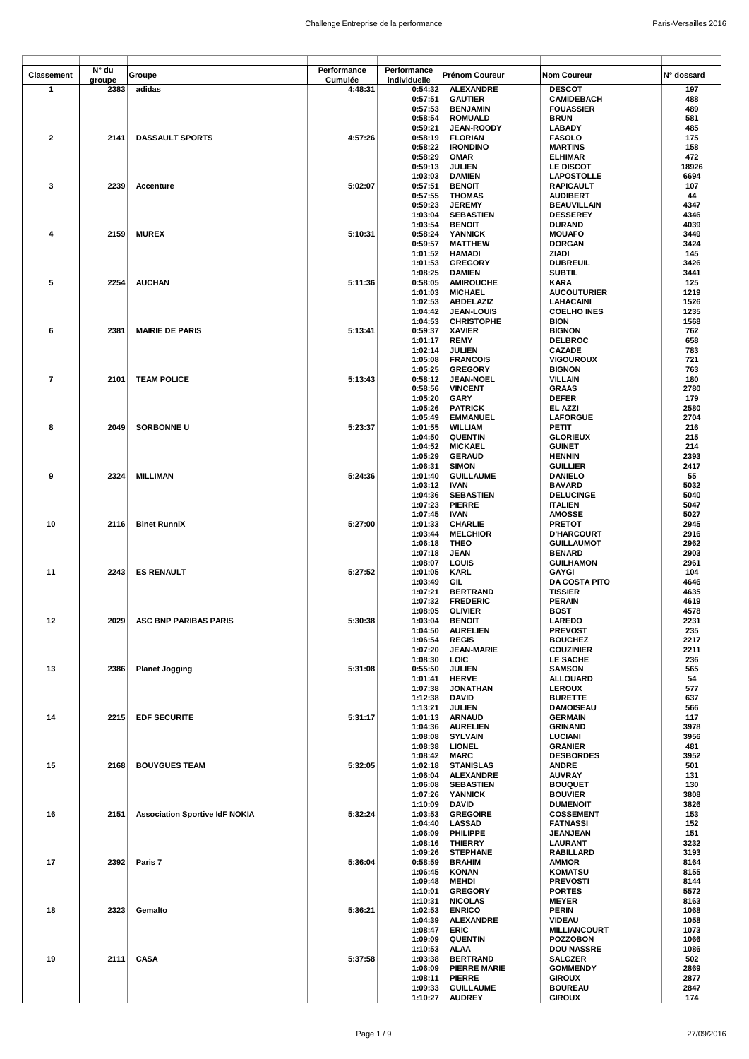| Classement | N° du groupe | Groupe | Performance Cumulée | Performance individuelle | Prénom Coureur | Nom Coureur | N° dossard |
|---|---|---|---|---|---|---|---|
| 1 | 2383 | adidas | 4:48:31 | 0:54:32 | ALEXANDRE | DESCOT | 197 |
| | | | | 0:57:51 | GAUTIER | CAMIDEBACH | 488 |
| | | | | 0:57:53 | BENJAMIN | FOUASSIER | 489 |
| | | | | 0:58:54 | ROMUALD | BRUN | 581 |
| | | | | 0:59:21 | JEAN-ROODY | LABADY | 485 |
| 2 | 2141 | DASSAULT SPORTS | 4:57:26 | 0:58:19 | FLORIAN | FASOLO | 175 |
| | | | | 0:58:22 | IRONDINO | MARTINS | 158 |
| | | | | 0:58:29 | OMAR | ELHIMAR | 472 |
| | | | | 0:59:13 | JULIEN | LE DISCOT | 18926 |
| | | | | 1:03:03 | DAMIEN | LAPOSTOLLE | 6694 |
| 3 | 2239 | Accenture | 5:02:07 | 0:57:51 | BENOIT | RAPICAULT | 107 |
| | | | | 0:57:55 | THOMAS | AUDIBERT | 44 |
| | | | | 0:59:23 | JEREMY | BEAUVILLAIN | 4347 |
| | | | | 1:03:04 | SEBASTIEN | DESSEREY | 4346 |
| | | | | 1:03:54 | BENOIT | DURAND | 4039 |
| 4 | 2159 | MUREX | 5:10:31 | 0:58:24 | YANNICK | MOUAFO | 3449 |
| | | | | 0:59:57 | MATTHEW | DORGAN | 3424 |
| | | | | 1:01:52 | HAMADI | ZIADI | 145 |
| | | | | 1:01:53 | GREGORY | DUBREUIL | 3426 |
| | | | | 1:08:25 | DAMIEN | SUBTIL | 3441 |
| 5 | 2254 | AUCHAN | 5:11:36 | 0:58:05 | AMIROUCHE | KARA | 125 |
| | | | | 1:01:03 | MICHAEL | AUCOUTURIER | 1219 |
| | | | | 1:02:53 | ABDELAZIZ | LAHACAINI | 1526 |
| | | | | 1:04:42 | JEAN-LOUIS | COELHO INES | 1235 |
| | | | | 1:04:53 | CHRISTOPHE | BION | 1568 |
| 6 | 2381 | MAIRIE DE PARIS | 5:13:41 | 0:59:37 | XAVIER | BIGNON | 762 |
| | | | | 1:01:17 | REMY | DELBROC | 658 |
| | | | | 1:02:14 | JULIEN | CAZADE | 783 |
| | | | | 1:05:08 | FRANCOIS | VIGOUROUX | 721 |
| | | | | 1:05:25 | GREGORY | BIGNON | 763 |
| 7 | 2101 | TEAM POLICE | 5:13:43 | 0:58:12 | JEAN-NOEL | VILLAIN | 180 |
| | | | | 0:58:56 | VINCENT | GRAAS | 2780 |
| | | | | 1:05:20 | GARY | DEFER | 179 |
| | | | | 1:05:26 | PATRICK | EL AZZI | 2580 |
| | | | | 1:05:49 | EMMANUEL | LAFORGUE | 2704 |
| 8 | 2049 | SORBONNE U | 5:23:37 | 1:01:55 | WILLIAM | PETIT | 216 |
| | | | | 1:04:50 | QUENTIN | GLORIEUX | 215 |
| | | | | 1:04:52 | MICKAEL | GUINET | 214 |
| | | | | 1:05:29 | GERAUD | HENNIN | 2393 |
| | | | | 1:06:31 | SIMON | GUILLIER | 2417 |
| 9 | 2324 | MILLIMAN | 5:24:36 | 1:01:40 | GUILLAUME | DANIELO | 55 |
| | | | | 1:03:12 | IVAN | BAVARD | 5032 |
| | | | | 1:04:36 | SEBASTIEN | DELUCINGE | 5040 |
| | | | | 1:07:23 | PIERRE | ITALIEN | 5047 |
| | | | | 1:07:45 | IVAN | AMOSSE | 5027 |
| 10 | 2116 | Binet RunniX | 5:27:00 | 1:01:33 | CHARLIE | PRETOT | 2945 |
| | | | | 1:03:44 | MELCHIOR | D'HARCOURT | 2916 |
| | | | | 1:06:18 | THEO | GUILLAUMOT | 2962 |
| | | | | 1:07:18 | JEAN | BENARD | 2903 |
| | | | | 1:08:07 | LOUIS | GUILHAMON | 2961 |
| 11 | 2243 | ES RENAULT | 5:27:52 | 1:01:05 | KARL | GAYGI | 104 |
| | | | | 1:03:49 | GIL | DA COSTA PITO | 4646 |
| | | | | 1:07:21 | BERTRAND | TISSIER | 4635 |
| | | | | 1:07:32 | FREDERIC | PERAIN | 4619 |
| | | | | 1:08:05 | OLIVIER | BOST | 4578 |
| 12 | 2029 | ASC BNP PARIBAS PARIS | 5:30:38 | 1:03:04 | BENOIT | LAREDO | 2231 |
| | | | | 1:04:50 | AURELIEN | PREVOST | 235 |
| | | | | 1:06:54 | REGIS | BOUCHEZ | 2217 |
| | | | | 1:07:20 | JEAN-MARIE | COUZINIER | 2211 |
| | | | | 1:08:30 | LOIC | LE SACHE | 236 |
| 13 | 2386 | Planet Jogging | 5:31:08 | 0:55:50 | JULIEN | SAMSON | 565 |
| | | | | 1:01:41 | HERVE | ALLOUARD | 54 |
| | | | | 1:07:38 | JONATHAN | LEROUX | 577 |
| | | | | 1:12:38 | DAVID | BURETTE | 637 |
| | | | | 1:13:21 | JULIEN | DAMOISEAU | 566 |
| 14 | 2215 | EDF SECURITE | 5:31:17 | 1:01:13 | ARNAUD | GERMAIN | 117 |
| | | | | 1:04:36 | AURELIEN | GRINAND | 3978 |
| | | | | 1:08:08 | SYLVAIN | LUCIANI | 3956 |
| | | | | 1:08:38 | LIONEL | GRANIER | 481 |
| | | | | 1:08:42 | MARC | DESBORDES | 3952 |
| 15 | 2168 | BOUYGUES TEAM | 5:32:05 | 1:02:18 | STANISLAS | ANDRE | 501 |
| | | | | 1:06:04 | ALEXANDRE | AUVRAY | 131 |
| | | | | 1:06:08 | SEBASTIEN | BOUQUET | 130 |
| | | | | 1:07:26 | YANNICK | BOUVIER | 3808 |
| | | | | 1:10:09 | DAVID | DUMENOIT | 3826 |
| 16 | 2151 | Association Sportive IdF NOKIA | 5:32:24 | 1:03:53 | GREGOIRE | COSSEMENT | 153 |
| | | | | 1:04:40 | LASSAD | FATNASSI | 152 |
| | | | | 1:06:09 | PHILIPPE | JEANJEAN | 151 |
| | | | | 1:08:16 | THIERRY | LAURANT | 3232 |
| | | | | 1:09:26 | STEPHANE | RABILLARD | 3193 |
| 17 | 2392 | Paris 7 | 5:36:04 | 0:58:59 | BRAHIM | AMMOR | 8164 |
| | | | | 1:06:45 | KONAN | KOMATSU | 8155 |
| | | | | 1:09:48 | MEHDI | PREVOSTI | 8144 |
| | | | | 1:10:01 | GREGORY | PORTES | 5572 |
| | | | | 1:10:31 | NICOLAS | MEYER | 8163 |
| 18 | 2323 | Gemalto | 5:36:21 | 1:02:53 | ENRICO | PERIN | 1068 |
| | | | | 1:04:39 | ALEXANDRE | VIDEAU | 1058 |
| | | | | 1:08:47 | ERIC | MILLIANCOURT | 1073 |
| | | | | 1:09:09 | QUENTIN | POZZOBON | 1066 |
| | | | | 1:10:53 | ALAA | DOU NASSRE | 1086 |
| 19 | 2111 | CASA | 5:37:58 | 1:03:38 | BERTRAND | SALCZER | 502 |
| | | | | 1:06:09 | PIERRE MARIE | GOMMENDY | 2869 |
| | | | | 1:08:11 | PIERRE | GIROUX | 2877 |
| | | | | 1:09:33 | GUILLAUME | BOUREAU | 2847 |
| | | | | 1:10:27 | AUDREY | GIROUX | 174 |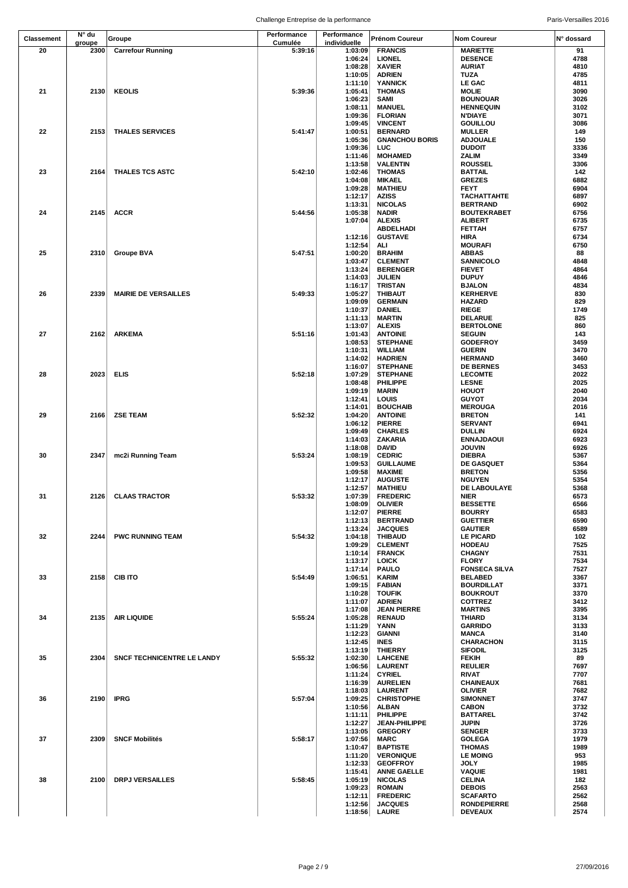| Classement | N° du groupe | Groupe | Performance Cumulée | Performance individuelle | Prénom Coureur | Nom Coureur | N° dossard |
|---|---|---|---|---|---|---|---|
| 20 | 2300 | Carrefour Running | 5:39:16 | 1:03:09 | FRANCIS | MARIETTE | 91 |
| | | | | 1:06:24 | LIONEL | DESENCE | 4788 |
| | | | | 1:08:28 | XAVIER | AURIAT | 4810 |
| | | | | 1:10:05 | ADRIEN | TUZA | 4785 |
| | | | | 1:11:10 | YANNICK | LE GAC | 4811 |
| 21 | 2130 | KEOLIS | 5:39:36 | 1:05:41 | THOMAS | MOLIE | 3090 |
| | | | | 1:06:23 | SAMI | BOUNOUAR | 3026 |
| | | | | 1:08:11 | MANUEL | HENNEQUIN | 3102 |
| | | | | 1:09:36 | FLORIAN | N'DIAYE | 3071 |
| | | | | 1:09:45 | VINCENT | GOUILLOU | 3086 |
| 22 | 2153 | THALES SERVICES | 5:41:47 | 1:00:51 | BERNARD | MULLER | 149 |
| | | | | 1:05:36 | GNANCHOU BORIS | ADJOUALE | 150 |
| | | | | 1:09:36 | LUC | DUDOIT | 3336 |
| | | | | 1:11:46 | MOHAMED | ZALIM | 3349 |
| | | | | 1:13:58 | VALENTIN | ROUSSEL | 3306 |
| 23 | 2164 | THALES TCS ASTC | 5:42:10 | 1:02:46 | THOMAS | BATTAIL | 142 |
| | | | | 1:04:08 | MIKAEL | GREZES | 6882 |
| | | | | 1:09:28 | MATHIEU | FEYT | 6904 |
| | | | | 1:12:17 | AZISS | TACHATTAHTE | 6897 |
| | | | | 1:13:31 | NICOLAS | BERTRAND | 6902 |
| 24 | 2145 | ACCR | 5:44:56 | 1:05:38 | NADIR | BOUTEKRABET | 6756 |
| | | | | 1:07:04 | ALEXIS | ALIBERT | 6735 |
| | | | | | ABDELHADI | FETTAH | 6757 |
| | | | | 1:12:16 | GUSTAVE | HIRA | 6734 |
| | | | | 1:12:54 | ALI | MOURAFI | 6750 |
| 25 | 2310 | Groupe BVA | 5:47:51 | 1:00:20 | BRAHIM | ABBAS | 88 |
| | | | | 1:03:47 | CLEMENT | SANNICOLO | 4848 |
| | | | | 1:13:24 | BERENGER | FIEVET | 4864 |
| | | | | 1:14:03 | JULIEN | DUPUY | 4846 |
| | | | | 1:16:17 | TRISTAN | BJALON | 4834 |
| 26 | 2339 | MAIRIE DE VERSAILLES | 5:49:33 | 1:05:27 | THIBAUT | KERHERVE | 830 |
| | | | | 1:09:09 | GERMAIN | HAZARD | 829 |
| | | | | 1:10:37 | DANIEL | RIEGE | 1749 |
| | | | | 1:11:13 | MARTIN | DELARUE | 825 |
| | | | | 1:13:07 | ALEXIS | BERTOLONE | 860 |
| 27 | 2162 | ARKEMA | 5:51:16 | 1:01:43 | ANTOINE | SEGUIN | 143 |
| | | | | 1:08:53 | STEPHANE | GODEFROY | 3459 |
| | | | | 1:10:31 | WILLIAM | GUERIN | 3470 |
| | | | | 1:14:02 | HADRIEN | HERMAND | 3460 |
| | | | | 1:16:07 | STEPHANE | DE BERNES | 3453 |
| 28 | 2023 | ELIS | 5:52:18 | 1:07:29 | STEPHANE | LECOMTE | 2022 |
| | | | | 1:08:48 | PHILIPPE | LESNE | 2025 |
| | | | | 1:09:19 | MARIN | HOUOT | 2040 |
| | | | | 1:12:41 | LOUIS | GUYOT | 2034 |
| | | | | 1:14:01 | BOUCHAIB | MEROUGA | 2016 |
| 29 | 2166 | ZSE TEAM | 5:52:32 | 1:04:20 | ANTOINE | BRETON | 141 |
| | | | | 1:06:12 | PIERRE | SERVANT | 6941 |
| | | | | 1:09:49 | CHARLES | DULLIN | 6924 |
| | | | | 1:14:03 | ZAKARIA | ENNAJDAOUI | 6923 |
| | | | | 1:18:08 | DAVID | JOUVIN | 6926 |
| 30 | 2347 | mc2i Running Team | 5:53:24 | 1:08:19 | CEDRIC | DIEBRA | 5367 |
| | | | | 1:09:53 | GUILLAUME | DE GASQUET | 5364 |
| | | | | 1:09:58 | MAXIME | BRETON | 5356 |
| | | | | 1:12:17 | AUGUSTE | NGUYEN | 5354 |
| | | | | 1:12:57 | MATHIEU | DE LABOULAYE | 5368 |
| 31 | 2126 | CLAAS TRACTOR | 5:53:32 | 1:07:39 | FREDERIC | NIER | 6573 |
| | | | | 1:08:09 | OLIVIER | BESSETTE | 6566 |
| | | | | 1:12:07 | PIERRE | BOURRY | 6583 |
| | | | | 1:12:13 | BERTRAND | GUETTIER | 6590 |
| | | | | 1:13:24 | JACQUES | GAUTIER | 6589 |
| 32 | 2244 | PWC RUNNING TEAM | 5:54:32 | 1:04:18 | THIBAUD | LE PICARD | 102 |
| | | | | 1:09:29 | CLEMENT | HODEAU | 7525 |
| | | | | 1:10:14 | FRANCK | CHAGNY | 7531 |
| | | | | 1:13:17 | LOICK | FLORY | 7534 |
| | | | | 1:17:14 | PAULO | FONSECA SILVA | 7527 |
| 33 | 2158 | CIB ITO | 5:54:49 | 1:06:51 | KARIM | BELABED | 3367 |
| | | | | 1:09:15 | FABIAN | BOURDILLAT | 3371 |
| | | | | 1:10:28 | TOUFIK | BOUKROUT | 3370 |
| | | | | 1:11:07 | ADRIEN | COTTREZ | 3412 |
| | | | | 1:17:08 | JEAN PIERRE | MARTINS | 3395 |
| 34 | 2135 | AIR LIQUIDE | 5:55:24 | 1:05:28 | RENAUD | THIARD | 3134 |
| | | | | 1:11:29 | YANN | GARRIDO | 3133 |
| | | | | 1:12:23 | GIANNI | MANCA | 3140 |
| | | | | 1:12:45 | INES | CHARACHON | 3115 |
| | | | | 1:13:19 | THIERRY | SIFODIL | 3125 |
| 35 | 2304 | SNCF TECHNICENTRE LE LANDY | 5:55:32 | 1:02:30 | LAHCENE | FEKIH | 89 |
| | | | | 1:06:56 | LAURENT | REULIER | 7697 |
| | | | | 1:11:24 | CYRIEL | RIVAT | 7707 |
| | | | | 1:16:39 | AURELIEN | CHAINEAUX | 7681 |
| | | | | 1:18:03 | LAURENT | OLIVIER | 7682 |
| 36 | 2190 | IPRG | 5:57:04 | 1:09:25 | CHRISTOPHE | SIMONNET | 3747 |
| | | | | 1:10:56 | ALBAN | CABON | 3732 |
| | | | | 1:11:11 | PHILIPPE | BATTAREL | 3742 |
| | | | | 1:12:27 | JEAN-PHILIPPE | JUPIN | 3726 |
| | | | | 1:13:05 | GREGORY | SENGER | 3733 |
| 37 | 2309 | SNCF Mobilités | 5:58:17 | 1:07:56 | MARC | GOLEGA | 1979 |
| | | | | 1:10:47 | BAPTISTE | THOMAS | 1989 |
| | | | | 1:11:20 | VERONIQUE | LE MOING | 953 |
| | | | | 1:12:33 | GEOFFROY | JOLY | 1985 |
| | | | | 1:15:41 | ANNE GAELLE | VAQUIE | 1981 |
| 38 | 2100 | DRPJ VERSAILLES | 5:58:45 | 1:05:19 | NICOLAS | CELINA | 182 |
| | | | | 1:09:23 | ROMAIN | DEBOIS | 2563 |
| | | | | 1:12:11 | FREDERIC | SCAFARTO | 2562 |
| | | | | 1:12:56 | JACQUES | RONDEPIERRE | 2568 |
| | | | | 1:18:56 | LAURE | DEVEAUX | 2574 |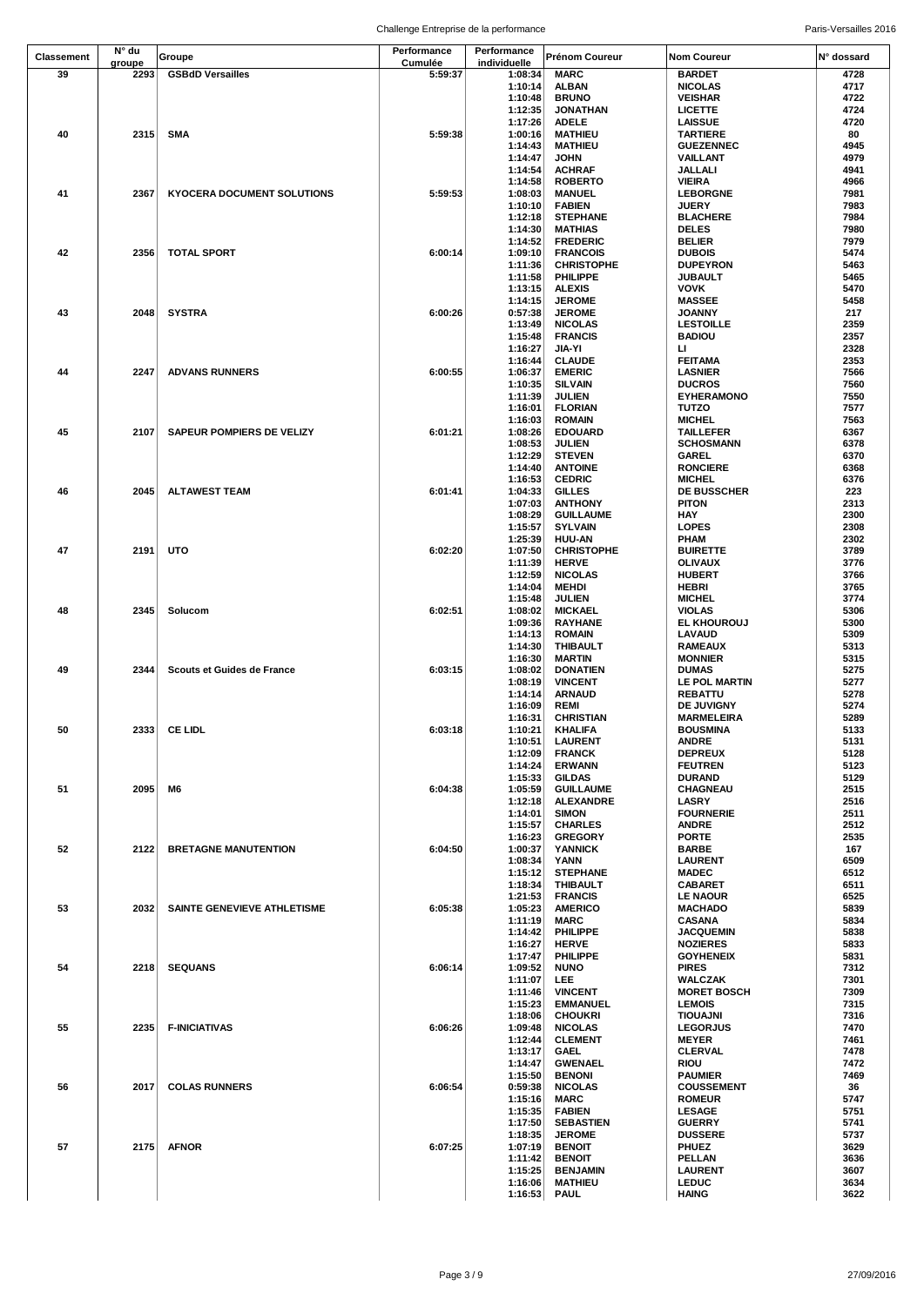| Classement | N° du groupe | Groupe | Performance Cumulée | Performance individuelle | Prénom Coureur | Nom Coureur | N° dossard |
|---|---|---|---|---|---|---|---|
| 39 | 2293 | GSBdD Versailles | 5:59:37 | 1:08:34 | MARC | BARDET | 4728 |
| | | | | 1:10:14 | ALBAN | NICOLAS | 4717 |
| | | | | 1:10:48 | BRUNO | VEISHAR | 4722 |
| | | | | 1:12:35 | JONATHAN | LICETTE | 4724 |
| | | | | 1:17:26 | ADELE | LAISSUE | 4720 |
| 40 | 2315 | SMA | 5:59:38 | 1:00:16 | MATHIEU | TARTIERE | 80 |
| | | | | 1:14:43 | MATHIEU | GUEZENNEC | 4945 |
| | | | | 1:14:47 | JOHN | VAILLANT | 4979 |
| | | | | 1:14:54 | ACHRAF | JALLALI | 4941 |
| | | | | 1:14:58 | ROBERTO | VIEIRA | 4966 |
| 41 | 2367 | KYOCERA DOCUMENT SOLUTIONS | 5:59:53 | 1:08:03 | MANUEL | LEBORGNE | 7981 |
| | | | | 1:10:10 | FABIEN | JUERY | 7983 |
| | | | | 1:12:18 | STEPHANE | BLACHERE | 7984 |
| | | | | 1:14:30 | MATHIAS | DELES | 7980 |
| | | | | 1:14:52 | FREDERIC | BELIER | 7979 |
| 42 | 2356 | TOTAL SPORT | 6:00:14 | 1:09:10 | FRANCOIS | DUBOIS | 5474 |
| | | | | 1:11:36 | CHRISTOPHE | DUPEYRON | 5463 |
| | | | | 1:11:58 | PHILIPPE | JUBAULT | 5465 |
| | | | | 1:13:15 | ALEXIS | VOVK | 5470 |
| | | | | 1:14:15 | JEROME | MASSEE | 5458 |
| 43 | 2048 | SYSTRA | 6:00:26 | 0:57:38 | JEROME | JOANNY | 217 |
| | | | | 1:13:49 | NICOLAS | LESTOILLE | 2359 |
| | | | | 1:15:48 | FRANCIS | BADIOU | 2357 |
| | | | | 1:16:27 | JIA-YI | LI | 2328 |
| | | | | 1:16:44 | CLAUDE | FEITAMA | 2353 |
| 44 | 2247 | ADVANS RUNNERS | 6:00:55 | 1:06:37 | EMERIC | LASNIER | 7566 |
| | | | | 1:10:35 | SILVAIN | DUCROS | 7560 |
| | | | | 1:11:39 | JULIEN | EYHERAMONO | 7550 |
| | | | | 1:16:01 | FLORIAN | TUTZO | 7577 |
| | | | | 1:16:03 | ROMAIN | MICHEL | 7563 |
| 45 | 2107 | SAPEUR POMPIERS DE VELIZY | 6:01:21 | 1:08:26 | EDOUARD | TAILLEFER | 6367 |
| | | | | 1:08:53 | JULIEN | SCHOSMANN | 6378 |
| | | | | 1:12:29 | STEVEN | GAREL | 6370 |
| | | | | 1:14:40 | ANTOINE | RONCIERE | 6368 |
| | | | | 1:16:53 | CEDRIC | MICHEL | 6376 |
| 46 | 2045 | ALTAWEST TEAM | 6:01:41 | 1:04:33 | GILLES | DE BUSSCHER | 223 |
| | | | | 1:07:03 | ANTHONY | PITON | 2313 |
| | | | | 1:08:29 | GUILLAUME | HAY | 2300 |
| | | | | 1:15:57 | SYLVAIN | LOPES | 2308 |
| | | | | 1:25:39 | HUU-AN | PHAM | 2302 |
| 47 | 2191 | UTO | 6:02:20 | 1:07:50 | CHRISTOPHE | BUIRETTE | 3789 |
| | | | | 1:11:39 | HERVE | OLIVAUX | 3776 |
| | | | | 1:12:59 | NICOLAS | HUBERT | 3766 |
| | | | | 1:14:04 | MEHDI | HEBRI | 3765 |
| | | | | 1:15:48 | JULIEN | MICHEL | 3774 |
| 48 | 2345 | Solucom | 6:02:51 | 1:08:02 | MICKAEL | VIOLAS | 5306 |
| | | | | 1:09:36 | RAYHANE | EL KHOUROUJ | 5300 |
| | | | | 1:14:13 | ROMAIN | LAVAUD | 5309 |
| | | | | 1:14:30 | THIBAULT | RAMEAUX | 5313 |
| | | | | 1:16:30 | MARTIN | MONNIER | 5315 |
| 49 | 2344 | Scouts et Guides de France | 6:03:15 | 1:08:02 | DONATIEN | DUMAS | 5275 |
| | | | | 1:08:19 | VINCENT | LE POL MARTIN | 5277 |
| | | | | 1:14:14 | ARNAUD | REBATTU | 5278 |
| | | | | 1:16:09 | REMI | DE JUVIGNY | 5274 |
| | | | | 1:16:31 | CHRISTIAN | MARMELEIRA | 5289 |
| 50 | 2333 | CE LIDL | 6:03:18 | 1:10:21 | KHALIFA | BOUSMINA | 5133 |
| | | | | 1:10:51 | LAURENT | ANDRE | 5131 |
| | | | | 1:12:09 | FRANCK | DEPREUX | 5128 |
| | | | | 1:14:24 | ERWANN | FEUTREN | 5123 |
| | | | | 1:15:33 | GILDAS | DURAND | 5129 |
| 51 | 2095 | M6 | 6:04:38 | 1:05:59 | GUILLAUME | CHAGNEAU | 2515 |
| | | | | 1:12:18 | ALEXANDRE | LASRY | 2516 |
| | | | | 1:14:01 | SIMON | FOURNERIE | 2511 |
| | | | | 1:15:57 | CHARLES | ANDRE | 2512 |
| | | | | 1:16:23 | GREGORY | PORTE | 2535 |
| 52 | 2122 | BRETAGNE MANUTENTION | 6:04:50 | 1:00:37 | YANNICK | BARBE | 167 |
| | | | | 1:08:34 | YANN | LAURENT | 6509 |
| | | | | 1:15:12 | STEPHANE | MADEC | 6512 |
| | | | | 1:18:34 | THIBAULT | CABARET | 6511 |
| | | | | 1:21:53 | FRANCIS | LE NAOUR | 6525 |
| 53 | 2032 | SAINTE GENEVIEVE ATHLETISME | 6:05:38 | 1:05:23 | AMERICO | MACHADO | 5839 |
| | | | | 1:11:19 | MARC | CASANA | 5834 |
| | | | | 1:14:42 | PHILIPPE | JACQUEMIN | 5838 |
| | | | | 1:16:27 | HERVE | NOZIERES | 5833 |
| | | | | 1:17:47 | PHILIPPE | GOYHENEIX | 5831 |
| 54 | 2218 | SEQUANS | 6:06:14 | 1:09:52 | NUNO | PIRES | 7312 |
| | | | | 1:11:07 | LEE | WALCZAK | 7301 |
| | | | | 1:11:46 | VINCENT | MORET BOSCH | 7309 |
| | | | | 1:15:23 | EMMANUEL | LEMOIS | 7315 |
| | | | | 1:18:06 | CHOUKRI | TIOUAJNI | 7316 |
| 55 | 2235 | F-INICIATIVAS | 6:06:26 | 1:09:48 | NICOLAS | LEGORJUS | 7470 |
| | | | | 1:12:44 | CLEMENT | MEYER | 7461 |
| | | | | 1:13:17 | GAEL | CLERVAL | 7478 |
| | | | | 1:14:47 | GWENAEL | RIOU | 7472 |
| | | | | 1:15:50 | BENONI | PAUMIER | 7469 |
| 56 | 2017 | COLAS RUNNERS | 6:06:54 | 0:59:38 | NICOLAS | COUSSEMENT | 36 |
| | | | | 1:15:16 | MARC | ROMEUR | 5747 |
| | | | | 1:15:35 | FABIEN | LESAGE | 5751 |
| | | | | 1:17:50 | SEBASTIEN | GUERRY | 5741 |
| | | | | 1:18:35 | JEROME | DUSSERE | 5737 |
| 57 | 2175 | AFNOR | 6:07:25 | 1:07:19 | BENOIT | PHUEZ | 3629 |
| | | | | 1:11:42 | BENOIT | PELLAN | 3636 |
| | | | | 1:15:25 | BENJAMIN | LAURENT | 3607 |
| | | | | 1:16:06 | MATHIEU | LEDUC | 3634 |
| | | | | 1:16:53 | PAUL | HAING | 3622 |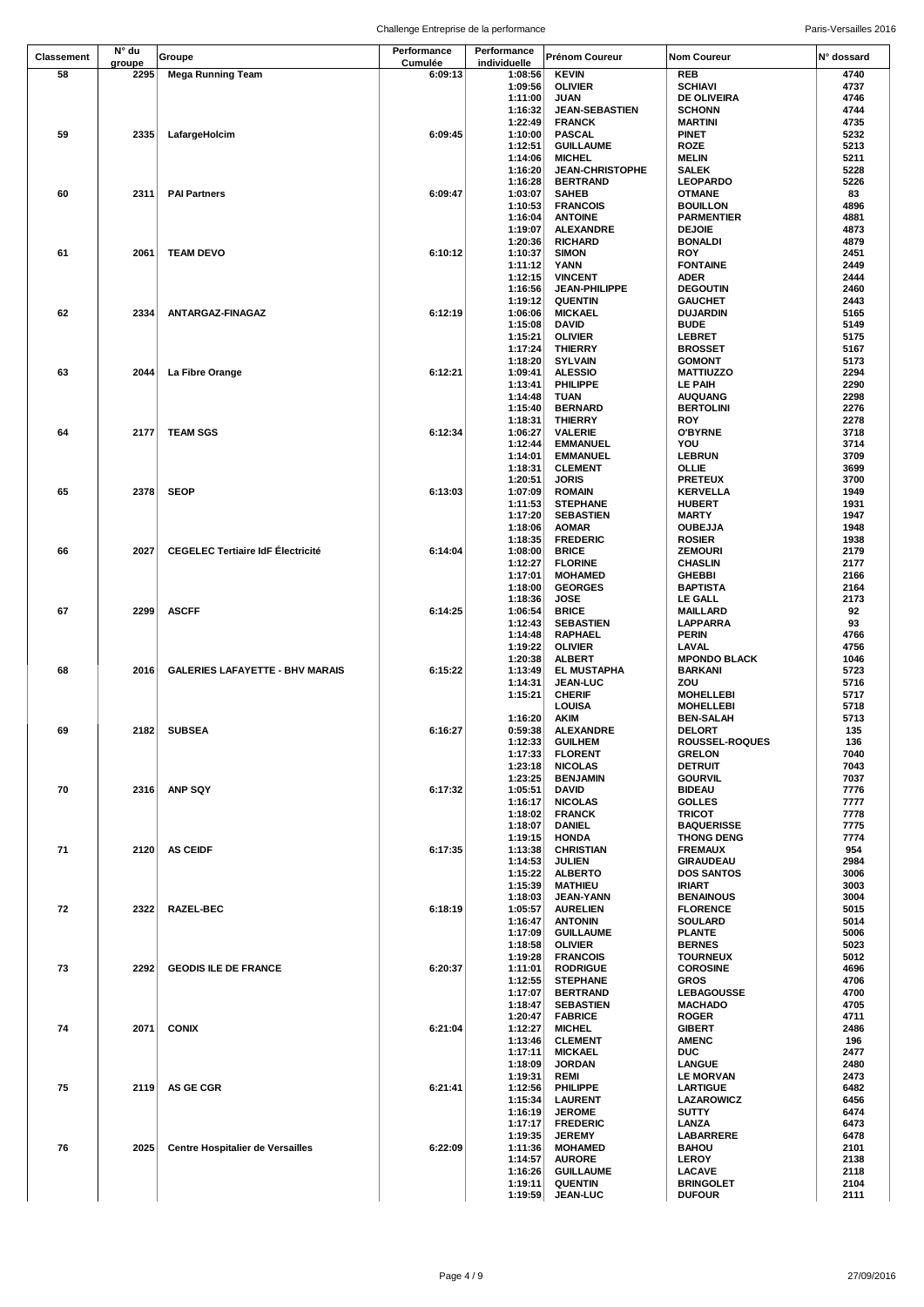| Classement | N° du groupe | Groupe | Performance Cumulée | Performance individuelle | Prénom Coureur | Nom Coureur | N° dossard |
|---|---|---|---|---|---|---|---|
| 58 | 2295 | Mega Running Team | 6:09:13 | 1:08:56 | KEVIN | REB | 4740 |
| | | | | 1:09:56 | OLIVIER | SCHIAVI | 4737 |
| | | | | 1:11:00 | JUAN | DE OLIVEIRA | 4746 |
| | | | | 1:16:32 | JEAN-SEBASTIEN | SCHONN | 4744 |
| | | | | 1:22:49 | FRANCK | MARTINI | 4735 |
| 59 | 2335 | LafargeHolcim | 6:09:45 | 1:10:00 | PASCAL | PINET | 5232 |
| | | | | 1:12:51 | GUILLAUME | ROZE | 5213 |
| | | | | 1:14:06 | MICHEL | MELIN | 5211 |
| | | | | 1:16:20 | JEAN-CHRISTOPHE | SALEK | 5228 |
| | | | | 1:16:28 | BERTRAND | LEOPARDO | 5226 |
| 60 | 2311 | PAI Partners | 6:09:47 | 1:03:07 | SAHEB | OTMANE | 83 |
| | | | | 1:10:53 | FRANCOIS | BOUILLON | 4896 |
| | | | | 1:16:04 | ANTOINE | PARMENTIER | 4881 |
| | | | | 1:19:07 | ALEXANDRE | DEJOIE | 4873 |
| | | | | 1:20:36 | RICHARD | BONALDI | 4879 |
| 61 | 2061 | TEAM DEVO | 6:10:12 | 1:10:37 | SIMON | ROY | 2451 |
| | | | | 1:11:12 | YANN | FONTAINE | 2449 |
| | | | | 1:12:15 | VINCENT | ADER | 2444 |
| | | | | 1:16:56 | JEAN-PHILIPPE | DEGOUTIN | 2460 |
| | | | | 1:19:12 | QUENTIN | GAUCHET | 2443 |
| 62 | 2334 | ANTARGAZ-FINAGAZ | 6:12:19 | 1:06:06 | MICKAEL | DUJARDIN | 5165 |
| | | | | 1:15:08 | DAVID | BUDE | 5149 |
| | | | | 1:15:21 | OLIVIER | LEBRET | 5175 |
| | | | | 1:17:24 | THIERRY | BROSSET | 5167 |
| | | | | 1:18:20 | SYLVAIN | GOMONT | 5173 |
| 63 | 2044 | La Fibre Orange | 6:12:21 | 1:09:41 | ALESSIO | MATTIUZZO | 2294 |
| | | | | 1:13:41 | PHILIPPE | LE PAIH | 2290 |
| | | | | 1:14:48 | TUAN | AUQUANG | 2298 |
| | | | | 1:15:40 | BERNARD | BERTOLINI | 2276 |
| | | | | 1:18:31 | THIERRY | ROY | 2278 |
| 64 | 2177 | TEAM SGS | 6:12:34 | 1:06:27 | VALERIE | O'BYRNE | 3718 |
| | | | | 1:12:44 | EMMANUEL | YOU | 3714 |
| | | | | 1:14:01 | EMMANUEL | LEBRUN | 3709 |
| | | | | 1:18:31 | CLEMENT | OLLIE | 3699 |
| | | | | 1:20:51 | JORIS | PRETEUX | 3700 |
| 65 | 2378 | SEOP | 6:13:03 | 1:07:09 | ROMAIN | KERVELLA | 1949 |
| | | | | 1:11:53 | STEPHANE | HUBERT | 1931 |
| | | | | 1:17:20 | SEBASTIEN | MARTY | 1947 |
| | | | | 1:18:06 | AOMAR | OUBEJJA | 1948 |
| | | | | 1:18:35 | FREDERIC | ROSIER | 1938 |
| 66 | 2027 | CEGELEC Tertiaire IdF Électricité | 6:14:04 | 1:08:00 | BRICE | ZEMOURI | 2179 |
| | | | | 1:12:27 | FLORINE | CHASLIN | 2177 |
| | | | | 1:17:01 | MOHAMED | GHEBBI | 2166 |
| | | | | 1:18:00 | GEORGES | BAPTISTA | 2164 |
| | | | | 1:18:36 | JOSE | LE GALL | 2173 |
| 67 | 2299 | ASCFF | 6:14:25 | 1:06:54 | BRICE | MAILLARD | 92 |
| | | | | 1:12:43 | SEBASTIEN | LAPPARRA | 93 |
| | | | | 1:14:48 | RAPHAEL | PERIN | 4766 |
| | | | | 1:19:22 | OLIVIER | LAVAL | 4756 |
| | | | | 1:20:38 | ALBERT | MPONDO BLACK | 1046 |
| 68 | 2016 | GALERIES LAFAYETTE - BHV MARAIS | 6:15:22 | 1:13:49 | EL MUSTAPHA | BARKANI | 5723 |
| | | | | 1:14:31 | JEAN-LUC | ZOU | 5716 |
| | | | | 1:15:21 | CHERIF | MOHELLEBI | 5717 |
| | | | | | LOUISA | MOHELLEBI | 5718 |
| | | | | 1:16:20 | AKIM | BEN-SALAH | 5713 |
| 69 | 2182 | SUBSEA | 6:16:27 | 0:59:38 | ALEXANDRE | DELORT | 135 |
| | | | | 1:12:33 | GUILHEM | ROUSSEL-ROQUES | 136 |
| | | | | 1:17:33 | FLORENT | GRELON | 7040 |
| | | | | 1:23:18 | NICOLAS | DETRUIT | 7043 |
| | | | | 1:23:25 | BENJAMIN | GOURVIL | 7037 |
| 70 | 2316 | ANP SQY | 6:17:32 | 1:05:51 | DAVID | BIDEAU | 7776 |
| | | | | 1:16:17 | NICOLAS | GOLLES | 7777 |
| | | | | 1:18:02 | FRANCK | TRICOT | 7778 |
| | | | | 1:18:07 | DANIEL | BAQUERISSE | 7775 |
| | | | | 1:19:15 | HONDA | THONG DENG | 7774 |
| 71 | 2120 | AS CEIDF | 6:17:35 | 1:13:38 | CHRISTIAN | FREMAUX | 954 |
| | | | | 1:14:53 | JULIEN | GIRAUDEAU | 2984 |
| | | | | 1:15:22 | ALBERTO | DOS SANTOS | 3006 |
| | | | | 1:15:39 | MATHIEU | IRIART | 3003 |
| | | | | 1:18:03 | JEAN-YANN | BENAINOUS | 3004 |
| 72 | 2322 | RAZEL-BEC | 6:18:19 | 1:05:57 | AURELIEN | FLORENCE | 5015 |
| | | | | 1:16:47 | ANTONIN | SOULARD | 5014 |
| | | | | 1:17:09 | GUILLAUME | PLANTE | 5006 |
| | | | | 1:18:58 | OLIVIER | BERNES | 5023 |
| | | | | 1:19:28 | FRANCOIS | TOURNEUX | 5012 |
| 73 | 2292 | GEODIS ILE DE FRANCE | 6:20:37 | 1:11:01 | RODRIGUE | COROSINE | 4696 |
| | | | | 1:12:55 | STEPHANE | GROS | 4706 |
| | | | | 1:17:07 | BERTRAND | LEBAGOUSSE | 4700 |
| | | | | 1:18:47 | SEBASTIEN | MACHADO | 4705 |
| | | | | 1:20:47 | FABRICE | ROGER | 4711 |
| 74 | 2071 | CONIX | 6:21:04 | 1:12:27 | MICHEL | GIBERT | 2486 |
| | | | | 1:13:46 | CLEMENT | AMENC | 196 |
| | | | | 1:17:11 | MICKAEL | DUC | 2477 |
| | | | | 1:18:09 | JORDAN | LANGUE | 2480 |
| | | | | 1:19:31 | REMI | LE MORVAN | 2473 |
| 75 | 2119 | AS GE CGR | 6:21:41 | 1:12:56 | PHILIPPE | LARTIGUE | 6482 |
| | | | | 1:15:34 | LAURENT | LAZAROWICZ | 6456 |
| | | | | 1:16:19 | JEROME | SUTTY | 6474 |
| | | | | 1:17:17 | FREDERIC | LANZA | 6473 |
| | | | | 1:19:35 | JEREMY | LABARRERE | 6478 |
| 76 | 2025 | Centre Hospitalier de Versailles | 6:22:09 | 1:11:36 | MOHAMED | BAHOU | 2101 |
| | | | | 1:14:57 | AURORE | LEROY | 2138 |
| | | | | 1:16:26 | GUILLAUME | LACAVE | 2118 |
| | | | | 1:19:11 | QUENTIN | BRINGOLET | 2104 |
| | | | | 1:19:59 | JEAN-LUC | DUFOUR | 2111 |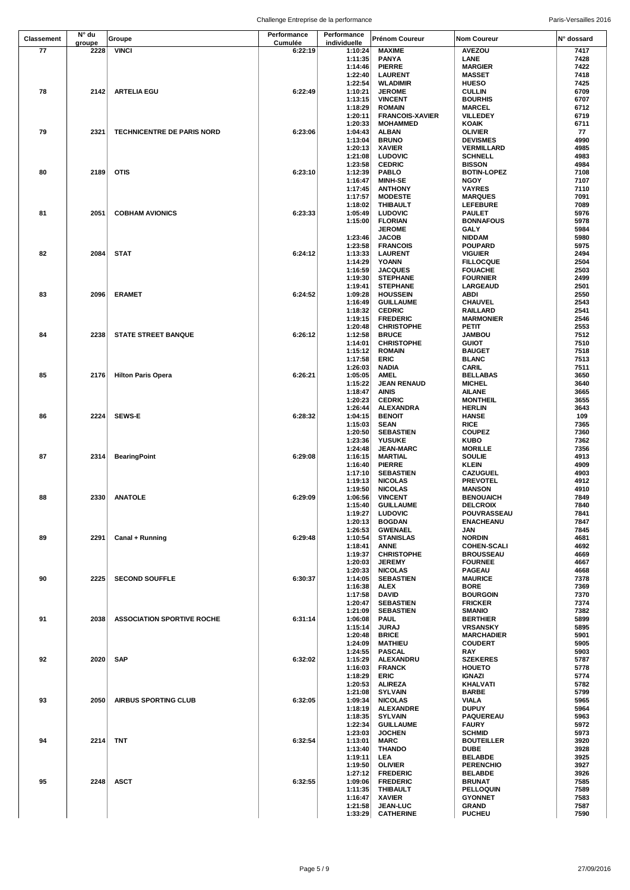| Classement | N° du groupe | Groupe | Performance Cumulée | Performance individuelle | Prénom Coureur | Nom Coureur | N° dossard |
|---|---|---|---|---|---|---|---|
| 77 | 2228 | VINCI | 6:22:19 | 1:10:24 | MAXIME | AVEZOU | 7417 |
| | | | | 1:11:35 | PANYA | LANE | 7428 |
| | | | | 1:14:46 | PIERRE | MARGIER | 7422 |
| | | | | 1:22:40 | LAURENT | MASSET | 7418 |
| | | | | 1:22:54 | WLADIMIR | HUESO | 7425 |
| 78 | 2142 | ARTELIA EGU | 6:22:49 | 1:10:21 | JEROME | CULLIN | 6709 |
| | | | | 1:13:15 | VINCENT | BOURHIS | 6707 |
| | | | | 1:18:29 | ROMAIN | MARCEL | 6712 |
| | | | | 1:20:11 | FRANCOIS-XAVIER | VILLEDEY | 6719 |
| | | | | 1:20:33 | MOHAMMED | KOAIK | 6711 |
| 79 | 2321 | TECHNICENTRE DE PARIS NORD | 6:23:06 | 1:04:43 | ALBAN | OLIVIER | 77 |
| | | | | 1:13:04 | BRUNO | DEVISMES | 4990 |
| | | | | 1:20:13 | XAVIER | VERMILLARD | 4985 |
| | | | | 1:21:08 | LUDOVIC | SCHNELL | 4983 |
| | | | | 1:23:58 | CEDRIC | BISSON | 4984 |
| 80 | 2189 | OTIS | 6:23:10 | 1:12:39 | PABLO | BOTIN-LOPEZ | 7108 |
| | | | | 1:16:47 | MINH-SE | NGOY | 7107 |
| | | | | 1:17:45 | ANTHONY | VAYRES | 7110 |
| | | | | 1:17:57 | MODESTE | MARQUES | 7091 |
| | | | | 1:18:02 | THIBAULT | LEFEBURE | 7089 |
| 81 | 2051 | COBHAM AVIONICS | 6:23:33 | 1:05:49 | LUDOVIC | PAULET | 5976 |
| | | | | 1:15:00 | FLORIAN | BONNAFOUS | 5978 |
| | | | | | JEROME | GALY | 5984 |
| | | | | 1:23:46 | JACOB | NIDDAM | 5980 |
| | | | | 1:23:58 | FRANCOIS | POUPARD | 5975 |
| 82 | 2084 | STAT | 6:24:12 | 1:13:33 | LAURENT | VIGUIER | 2494 |
| | | | | 1:14:29 | YOANN | FILLOCQUE | 2504 |
| | | | | 1:16:59 | JACQUES | FOUACHE | 2503 |
| | | | | 1:19:30 | STEPHANE | FOURNIER | 2499 |
| | | | | 1:19:41 | STEPHANE | LARGEAUD | 2501 |
| 83 | 2096 | ERAMET | 6:24:52 | 1:09:28 | HOUSSEIN | ABDI | 2550 |
| | | | | 1:16:49 | GUILLAUME | CHAUVEL | 2543 |
| | | | | 1:18:32 | CEDRIC | RAILLARD | 2541 |
| | | | | 1:19:15 | FREDERIC | MARMONIER | 2546 |
| | | | | 1:20:48 | CHRISTOPHE | PETIT | 2553 |
| 84 | 2238 | STATE STREET BANQUE | 6:26:12 | 1:12:58 | BRUCE | JAMBOU | 7512 |
| | | | | 1:14:01 | CHRISTOPHE | GUIOT | 7510 |
| | | | | 1:15:12 | ROMAIN | BAUGET | 7518 |
| | | | | 1:17:58 | ERIC | BLANC | 7513 |
| | | | | 1:26:03 | NADIA | CARIL | 7511 |
| 85 | 2176 | Hilton Paris Opera | 6:26:21 | 1:05:05 | AMEL | BELLABAS | 3650 |
| | | | | 1:15:22 | JEAN RENAUD | MICHEL | 3640 |
| | | | | 1:18:47 | AINIS | AILANE | 3665 |
| | | | | 1:20:23 | CEDRIC | MONTHEIL | 3655 |
| | | | | 1:26:44 | ALEXANDRA | HERLIN | 3643 |
| 86 | 2224 | SEWS-E | 6:28:32 | 1:04:15 | BENOIT | HANSE | 109 |
| | | | | 1:15:03 | SEAN | RICE | 7365 |
| | | | | 1:20:50 | SEBASTIEN | COUPEZ | 7360 |
| | | | | 1:23:36 | YUSUKE | KUBO | 7362 |
| | | | | 1:24:48 | JEAN-MARC | MORILLE | 7356 |
| 87 | 2314 | BearingPoint | 6:29:08 | 1:16:15 | MARTIAL | SOULIE | 4913 |
| | | | | 1:16:40 | PIERRE | KLEIN | 4909 |
| | | | | 1:17:10 | SEBASTIEN | CAZUGUEL | 4903 |
| | | | | 1:19:13 | NICOLAS | PREVOTEL | 4912 |
| | | | | 1:19:50 | NICOLAS | MANSON | 4910 |
| 88 | 2330 | ANATOLE | 6:29:09 | 1:06:56 | VINCENT | BENOUAICH | 7849 |
| | | | | 1:15:40 | GUILLAUME | DELCROIX | 7840 |
| | | | | 1:19:27 | LUDOVIC | POUVRASSEAU | 7841 |
| | | | | 1:20:13 | BOGDAN | ENACHEANU | 7847 |
| | | | | 1:26:53 | GWENAEL | JAN | 7845 |
| 89 | 2291 | Canal + Running | 6:29:48 | 1:10:54 | STANISLAS | NORDIN | 4681 |
| | | | | 1:18:41 | ANNE | COHEN-SCALI | 4692 |
| | | | | 1:19:37 | CHRISTOPHE | BROUSSEAU | 4669 |
| | | | | 1:20:03 | JEREMY | FOURNEE | 4667 |
| | | | | 1:20:33 | NICOLAS | PAGEAU | 4668 |
| 90 | 2225 | SECOND SOUFFLE | 6:30:37 | 1:14:05 | SEBASTIEN | MAURICE | 7378 |
| | | | | 1:16:38 | ALEX | BORE | 7369 |
| | | | | 1:17:58 | DAVID | BOURGOIN | 7370 |
| | | | | 1:20:47 | SEBASTIEN | FRICKER | 7374 |
| | | | | 1:21:09 | SEBASTIEN | SMANIO | 7382 |
| 91 | 2038 | ASSOCIATION SPORTIVE ROCHE | 6:31:14 | 1:06:08 | PAUL | BERTHIER | 5899 |
| | | | | 1:15:14 | JURAJ | VRSANSKY | 5895 |
| | | | | 1:20:48 | BRICE | MARCHADIER | 5901 |
| | | | | 1:24:09 | MATHIEU | COUDERT | 5905 |
| | | | | 1:24:55 | PASCAL | RAY | 5903 |
| 92 | 2020 | SAP | 6:32:02 | 1:15:29 | ALEXANDRU | SZEKERES | 5787 |
| | | | | 1:16:03 | FRANCK | HOUETO | 5778 |
| | | | | 1:18:29 | ERIC | IGNAZI | 5774 |
| | | | | 1:20:53 | ALIREZA | KHALVATI | 5782 |
| | | | | 1:21:08 | SYLVAIN | BARBE | 5799 |
| 93 | 2050 | AIRBUS SPORTING CLUB | 6:32:05 | 1:09:34 | NICOLAS | VIALA | 5965 |
| | | | | 1:18:19 | ALEXANDRE | DUPUY | 5964 |
| | | | | 1:18:35 | SYLVAIN | PAQUEREAU | 5963 |
| | | | | 1:22:34 | GUILLAUME | FAURY | 5972 |
| | | | | 1:23:03 | JOCHEN | SCHMID | 5973 |
| 94 | 2214 | TNT | 6:32:54 | 1:13:01 | MARC | BOUTEILLER | 3920 |
| | | | | 1:13:40 | THANDO | DUBE | 3928 |
| | | | | 1:19:11 | LEA | BELABDE | 3925 |
| | | | | 1:19:50 | OLIVIER | PERENCHIO | 3927 |
| | | | | 1:27:12 | FREDERIC | BELABDE | 3926 |
| 95 | 2248 | ASCT | 6:32:55 | 1:09:06 | FREDERIC | BRUNAT | 7585 |
| | | | | 1:11:35 | THIBAULT | PELLOQUIN | 7589 |
| | | | | 1:16:47 | XAVIER | GYONNET | 7583 |
| | | | | 1:21:58 | JEAN-LUC | GRAND | 7587 |
| | | | | 1:33:29 | CATHERINE | PUCHEU | 7590 |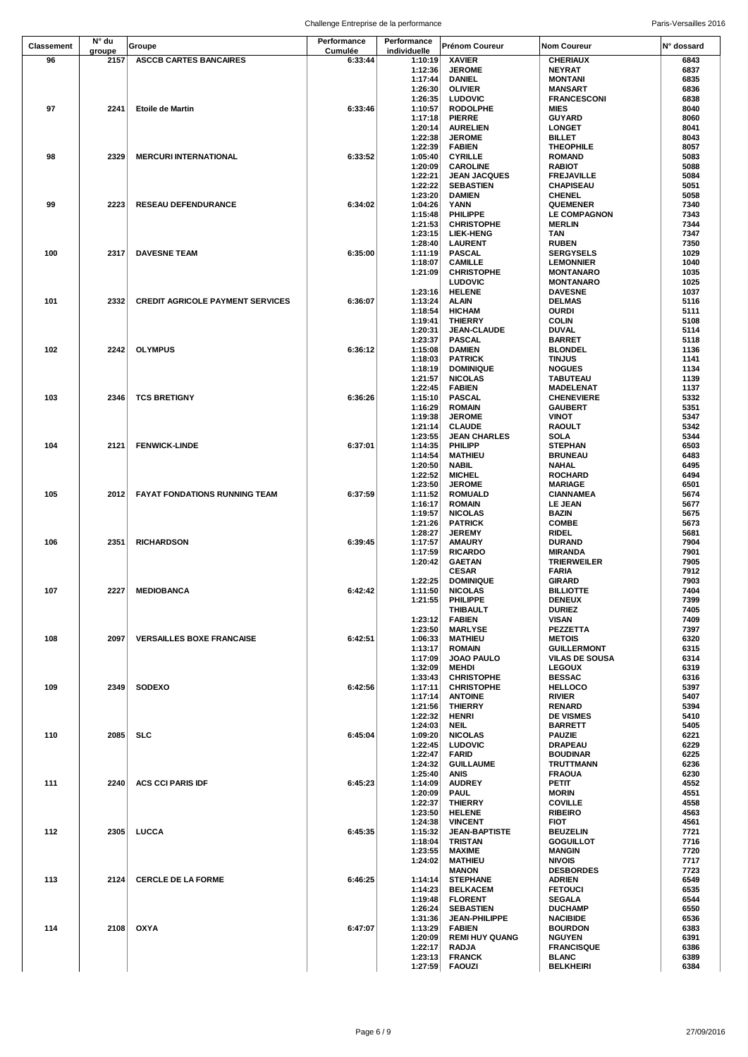| Classement | N° du groupe | Groupe | Performance Cumulée | Performance individuelle | Prénom Coureur | Nom Coureur | N° dossard |
|---|---|---|---|---|---|---|---|
| 96 | 2157 | ASCCB CARTES BANCAIRES | 6:33:44 | 1:10:19 | XAVIER | CHERIAUX | 6843 |
| | | | | 1:12:36 | JEROME | NEYRAT | 6837 |
| | | | | 1:17:44 | DANIEL | MONTANI | 6835 |
| | | | | 1:26:30 | OLIVIER | MANSART | 6836 |
| | | | | 1:26:35 | LUDOVIC | FRANCESCONI | 6838 |
| 97 | 2241 | Etoile de Martin | 6:33:46 | 1:10:57 | RODOLPHE | MIES | 8040 |
| | | | | 1:17:18 | PIERRE | GUYARD | 8060 |
| | | | | 1:20:14 | AURELIEN | LONGET | 8041 |
| | | | | 1:22:38 | JEROME | BILLET | 8043 |
| | | | | 1:22:39 | FABIEN | THEOPHILE | 8057 |
| 98 | 2329 | MERCURI INTERNATIONAL | 6:33:52 | 1:05:40 | CYRILLE | ROMAND | 5083 |
| | | | | 1:20:09 | CAROLINE | RABIOT | 5088 |
| | | | | 1:22:21 | JEAN JACQUES | FREJAVILLE | 5084 |
| | | | | 1:22:22 | SEBASTIEN | CHAPISEAU | 5051 |
| | | | | 1:23:20 | DAMIEN | CHENEL | 5058 |
| 99 | 2223 | RESEAU DEFENDURANCE | 6:34:02 | 1:04:26 | YANN | QUEMENER | 7340 |
| | | | | 1:15:48 | PHILIPPE | LE COMPAGNON | 7343 |
| | | | | 1:21:53 | CHRISTOPHE | MERLIN | 7344 |
| | | | | 1:23:15 | LIEK-HENG | TAN | 7347 |
| | | | | 1:28:40 | LAURENT | RUBEN | 7350 |
| 100 | 2317 | DAVESNE TEAM | 6:35:00 | 1:11:19 | PASCAL | SERGYSELS | 1029 |
| | | | | 1:18:07 | CAMILLE | LEMONNIER | 1040 |
| | | | | 1:21:09 | CHRISTOPHE | MONTANARO | 1035 |
| | | | | | LUDOVIC | MONTANARO | 1025 |
| | | | | 1:23:16 | HELENE | DAVESNE | 1037 |
| 101 | 2332 | CREDIT AGRICOLE PAYMENT SERVICES | 6:36:07 | 1:13:24 | ALAIN | DELMAS | 5116 |
| | | | | 1:18:54 | HICHAM | OURDI | 5111 |
| | | | | 1:19:41 | THIERRY | COLIN | 5108 |
| | | | | 1:20:31 | JEAN-CLAUDE | DUVAL | 5114 |
| | | | | 1:23:37 | PASCAL | BARRET | 5118 |
| 102 | 2242 | OLYMPUS | 6:36:12 | 1:15:08 | DAMIEN | BLONDEL | 1136 |
| | | | | 1:18:03 | PATRICK | TINJUS | 1141 |
| | | | | 1:18:19 | DOMINIQUE | NOGUES | 1134 |
| | | | | 1:21:57 | NICOLAS | TABUTEAU | 1139 |
| | | | | 1:22:45 | FABIEN | MADELENAT | 1137 |
| 103 | 2346 | TCS BRETIGNY | 6:36:26 | 1:15:10 | PASCAL | CHENEVIERE | 5332 |
| | | | | 1:16:29 | ROMAIN | GAUBERT | 5351 |
| | | | | 1:19:38 | JEROME | VINOT | 5347 |
| | | | | 1:21:14 | CLAUDE | RAOULT | 5342 |
| | | | | 1:23:55 | JEAN CHARLES | SOLA | 5344 |
| 104 | 2121 | FENWICK-LINDE | 6:37:01 | 1:14:35 | PHILIPP | STEPHAN | 6503 |
| | | | | 1:14:54 | MATHIEU | BRUNEAU | 6483 |
| | | | | 1:20:50 | NABIL | NAHAL | 6495 |
| | | | | 1:22:52 | MICHEL | ROCHARD | 6494 |
| | | | | 1:23:50 | JEROME | MARIAGE | 6501 |
| 105 | 2012 | FAYAT FONDATIONS RUNNING TEAM | 6:37:59 | 1:11:52 | ROMUALD | CIANNAMEA | 5674 |
| | | | | 1:16:17 | ROMAIN | LE JEAN | 5677 |
| | | | | 1:19:57 | NICOLAS | BAZIN | 5675 |
| | | | | 1:21:26 | PATRICK | COMBE | 5673 |
| | | | | 1:28:27 | JEREMY | RIDEL | 5681 |
| 106 | 2351 | RICHARDSON | 6:39:45 | 1:17:57 | AMAURY | DURAND | 7904 |
| | | | | 1:17:59 | RICARDO | MIRANDA | 7901 |
| | | | | 1:20:42 | GAETAN | TRIERWEILER | 7905 |
| | | | | | CESAR | FARIA | 7912 |
| | | | | 1:22:25 | DOMINIQUE | GIRARD | 7903 |
| 107 | 2227 | MEDIOBANCA | 6:42:42 | 1:11:50 | NICOLAS | BILLIOTTE | 7404 |
| | | | | 1:21:55 | PHILIPPE | DENEUX | 7399 |
| | | | | | THIBAULT | DURIEZ | 7405 |
| | | | | 1:23:12 | FABIEN | VISAN | 7409 |
| | | | | 1:23:50 | MARLYSE | PEZZETTA | 7397 |
| 108 | 2097 | VERSAILLES BOXE FRANCAISE | 6:42:51 | 1:06:33 | MATHIEU | METOIS | 6320 |
| | | | | 1:13:17 | ROMAIN | GUILLERMONT | 6315 |
| | | | | 1:17:09 | JOAO PAULO | VILAS DE SOUSA | 6314 |
| | | | | 1:32:09 | MEHDI | LEGOUX | 6319 |
| | | | | 1:33:43 | CHRISTOPHE | BESSAC | 6316 |
| 109 | 2349 | SODEXO | 6:42:56 | 1:17:11 | CHRISTOPHE | HELLOCO | 5397 |
| | | | | 1:17:14 | ANTOINE | RIVIER | 5407 |
| | | | | 1:21:56 | THIERRY | RENARD | 5394 |
| | | | | 1:22:32 | HENRI | DE VISMES | 5410 |
| | | | | 1:24:03 | NEIL | BARRETT | 5405 |
| 110 | 2085 | SLC | 6:45:04 | 1:09:20 | NICOLAS | PAUZIE | 6221 |
| | | | | 1:22:45 | LUDOVIC | DRAPEAU | 6229 |
| | | | | 1:22:47 | FARID | BOUDINAR | 6225 |
| | | | | 1:24:32 | GUILLAUME | TRUTTMANN | 6236 |
| | | | | 1:25:40 | ANIS | FRAOUA | 6230 |
| 111 | 2240 | ACS CCI PARIS IDF | 6:45:23 | 1:14:09 | AUDREY | PETIT | 4552 |
| | | | | 1:20:09 | PAUL | MORIN | 4551 |
| | | | | 1:22:37 | THIERRY | COVILLE | 4558 |
| | | | | 1:23:50 | HELENE | RIBEIRO | 4563 |
| | | | | 1:24:38 | VINCENT | FIOT | 4561 |
| 112 | 2305 | LUCCA | 6:45:35 | 1:15:32 | JEAN-BAPTISTE | BEUZELIN | 7721 |
| | | | | 1:18:04 | TRISTAN | GOGUILLOT | 7716 |
| | | | | 1:23:55 | MAXIME | MANGIN | 7720 |
| | | | | 1:24:02 | MATHIEU | NIVOIS | 7717 |
| | | | | | MANON | DESBORDES | 7723 |
| 113 | 2124 | CERCLE DE LA FORME | 6:46:25 | 1:14:14 | STEPHANE | ADRIEN | 6549 |
| | | | | 1:14:23 | BELKACEM | FETOUCI | 6535 |
| | | | | 1:19:48 | FLORENT | SEGALA | 6544 |
| | | | | 1:26:24 | SEBASTIEN | DUCHAMP | 6550 |
| | | | | 1:31:36 | JEAN-PHILIPPE | NACIBIDE | 6536 |
| 114 | 2108 | OXYA | 6:47:07 | 1:13:29 | FABIEN | BOURDON | 6383 |
| | | | | 1:20:09 | REMI HUY QUANG | NGUYEN | 6391 |
| | | | | 1:22:17 | RADJA | FRANCISQUE | 6386 |
| | | | | 1:23:13 | FRANCK | BLANC | 6389 |
| | | | | 1:27:59 | FAOUZI | BELKHEIRI | 6384 |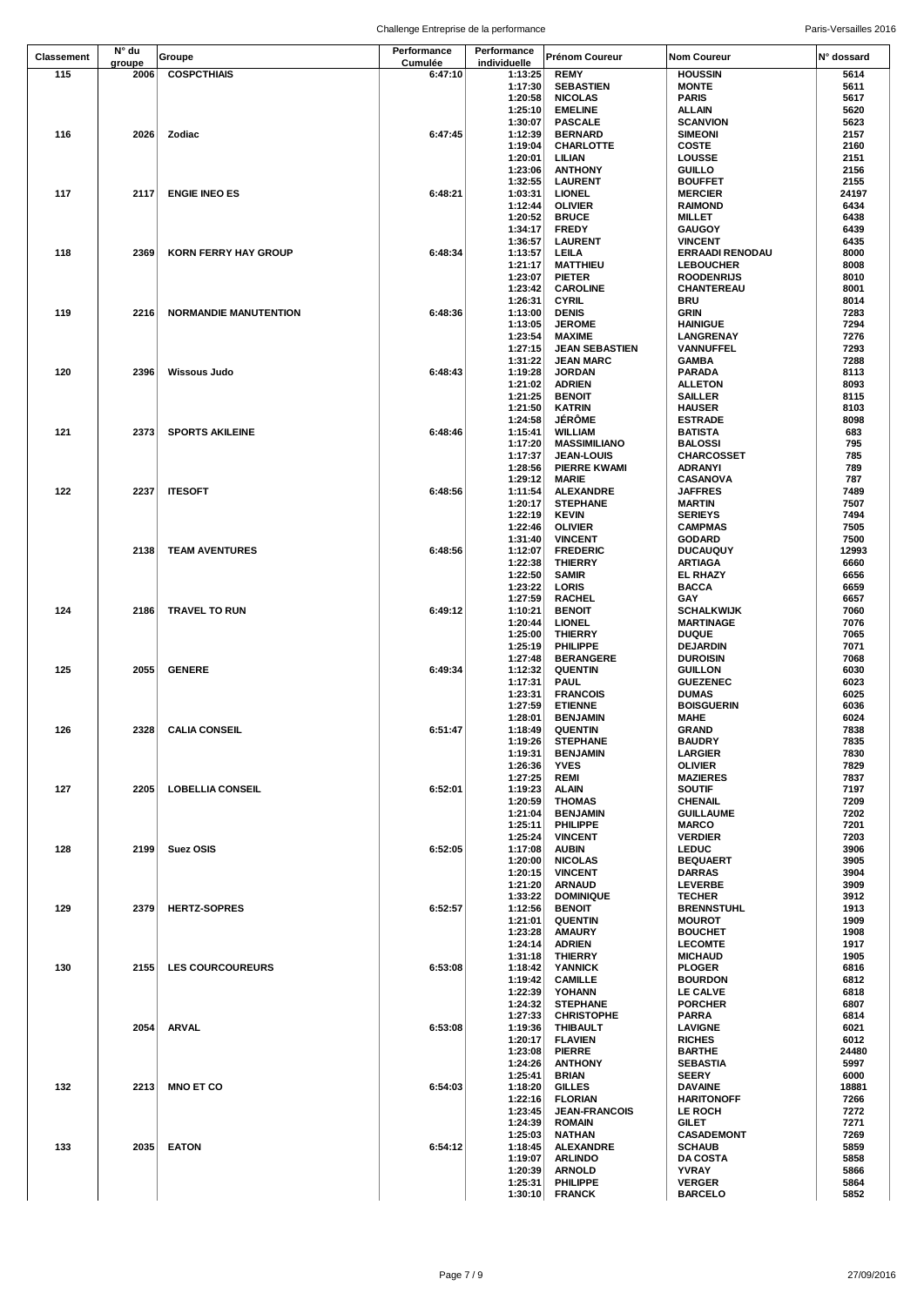| Classement | N° du groupe | Groupe | Performance Cumulée | Performance individuelle | Prénom Coureur | Nom Coureur | N° dossard |
|---|---|---|---|---|---|---|---|
| 115 | 2006 | COSPCTHIAIS | 6:47:10 | 1:13:25 | REMY | HOUSSIN | 5614 |
| | | | | 1:17:30 | SEBASTIEN | MONTE | 5611 |
| | | | | 1:20:58 | NICOLAS | PARIS | 5617 |
| | | | | 1:25:10 | EMELINE | ALLAIN | 5620 |
| | | | | 1:30:07 | PASCALE | SCANVION | 5623 |
| 116 | 2026 | Zodiac | 6:47:45 | 1:12:39 | BERNARD | SIMEONI | 2157 |
| | | | | 1:19:04 | CHARLOTTE | COSTE | 2160 |
| | | | | 1:20:01 | LILIAN | LOUSSE | 2151 |
| | | | | 1:23:06 | ANTHONY | GUILLO | 2156 |
| | | | | 1:32:55 | LAURENT | BOUFFET | 2155 |
| 117 | 2117 | ENGIE INEO ES | 6:48:21 | 1:03:31 | LIONEL | MERCIER | 24197 |
| | | | | 1:12:44 | OLIVIER | RAIMOND | 6434 |
| | | | | 1:20:52 | BRUCE | MILLET | 6438 |
| | | | | 1:34:17 | FREDY | GAUGOY | 6439 |
| | | | | 1:36:57 | LAURENT | VINCENT | 6435 |
| 118 | 2369 | KORN FERRY HAY GROUP | 6:48:34 | 1:13:57 | LEILA | ERRAADI RENODAU | 8000 |
| | | | | 1:21:17 | MATTHIEU | LEBOUCHER | 8008 |
| | | | | 1:23:07 | PIETER | ROODENRIJS | 8010 |
| | | | | 1:23:42 | CAROLINE | CHANTEREAU | 8001 |
| | | | | 1:26:31 | CYRIL | BRU | 8014 |
| 119 | 2216 | NORMANDIE MANUTENTION | 6:48:36 | 1:13:00 | DENIS | GRIN | 7283 |
| | | | | 1:13:05 | JEROME | HAINIGUE | 7294 |
| | | | | 1:23:54 | MAXIME | LANGRENAY | 7276 |
| | | | | 1:27:15 | JEAN SEBASTIEN | VANNUFFEL | 7293 |
| | | | | 1:31:22 | JEAN MARC | GAMBA | 7288 |
| 120 | 2396 | Wissous Judo | 6:48:43 | 1:19:28 | JORDAN | PARADA | 8113 |
| | | | | 1:21:02 | ADRIEN | ALLETON | 8093 |
| | | | | 1:21:25 | BENOIT | SAILLER | 8115 |
| | | | | 1:21:50 | KATRIN | HAUSER | 8103 |
| | | | | 1:24:58 | JÉRÔME | ESTRADE | 8098 |
| 121 | 2373 | SPORTS AKILEINE | 6:48:46 | 1:15:41 | WILLIAM | BATISTA | 683 |
| | | | | 1:17:20 | MASSIMILIANO | BALOSSI | 795 |
| | | | | 1:17:37 | JEAN-LOUIS | CHARCOSSET | 785 |
| | | | | 1:28:56 | PIERRE KWAMI | ADRANYI | 789 |
| | | | | 1:29:12 | MARIE | CASANOVA | 787 |
| 122 | 2237 | ITESOFT | 6:48:56 | 1:11:54 | ALEXANDRE | JAFFRES | 7489 |
| | | | | 1:20:17 | STEPHANE | MARTIN | 7507 |
| | | | | 1:22:19 | KEVIN | SERIEYS | 7494 |
| | | | | 1:22:46 | OLIVIER | CAMPMAS | 7505 |
| | | | | 1:31:40 | VINCENT | GODARD | 7500 |
| | 2138 | TEAM AVENTURES | 6:48:56 | 1:12:07 | FREDERIC | DUCAUQUY | 12993 |
| | | | | 1:22:38 | THIERRY | ARTIAGA | 6660 |
| | | | | 1:22:50 | SAMIR | EL RHAZY | 6656 |
| | | | | 1:23:22 | LORIS | BACCA | 6659 |
| | | | | 1:27:59 | RACHEL | GAY | 6657 |
| 124 | 2186 | TRAVEL TO RUN | 6:49:12 | 1:10:21 | BENOIT | SCHALKWIJK | 7060 |
| | | | | 1:20:44 | LIONEL | MARTINAGE | 7076 |
| | | | | 1:25:00 | THIERRY | DUQUE | 7065 |
| | | | | 1:25:19 | PHILIPPE | DEJARDIN | 7071 |
| | | | | 1:27:48 | BERANGERE | DUROISIN | 7068 |
| 125 | 2055 | GENERE | 6:49:34 | 1:12:32 | QUENTIN | GUILLON | 6030 |
| | | | | 1:17:31 | PAUL | GUEZENEC | 6023 |
| | | | | 1:23:31 | FRANCOIS | DUMAS | 6025 |
| | | | | 1:27:59 | ETIENNE | BOISGUERIN | 6036 |
| | | | | 1:28:01 | BENJAMIN | MAHE | 6024 |
| 126 | 2328 | CALIA CONSEIL | 6:51:47 | 1:18:49 | QUENTIN | GRAND | 7838 |
| | | | | 1:19:26 | STEPHANE | BAUDRY | 7835 |
| | | | | 1:19:31 | BENJAMIN | LARGIER | 7830 |
| | | | | 1:26:36 | YVES | OLIVIER | 7829 |
| | | | | 1:27:25 | REMI | MAZIERES | 7837 |
| 127 | 2205 | LOBELLIA CONSEIL | 6:52:01 | 1:19:23 | ALAIN | SOUTIF | 7197 |
| | | | | 1:20:59 | THOMAS | CHENAIL | 7209 |
| | | | | 1:21:04 | BENJAMIN | GUILLAUME | 7202 |
| | | | | 1:25:11 | PHILIPPE | MARCO | 7201 |
| | | | | 1:25:24 | VINCENT | VERDIER | 7203 |
| 128 | 2199 | Suez OSIS | 6:52:05 | 1:17:08 | AUBIN | LEDUC | 3906 |
| | | | | 1:20:00 | NICOLAS | BEQUAERT | 3905 |
| | | | | 1:20:15 | VINCENT | DARRAS | 3904 |
| | | | | 1:21:20 | ARNAUD | LEVERBE | 3909 |
| | | | | 1:33:22 | DOMINIQUE | TECHER | 3912 |
| 129 | 2379 | HERTZ-SOPRES | 6:52:57 | 1:12:56 | BENOIT | BRENNSTUHL | 1913 |
| | | | | 1:21:01 | QUENTIN | MOUROT | 1909 |
| | | | | 1:23:28 | AMAURY | BOUCHET | 1908 |
| | | | | 1:24:14 | ADRIEN | LECOMTE | 1917 |
| | | | | 1:31:18 | THIERRY | MICHAUD | 1905 |
| 130 | 2155 | LES COURCOUREURS | 6:53:08 | 1:18:42 | YANNICK | PLOGER | 6816 |
| | | | | 1:19:42 | CAMILLE | BOURDON | 6812 |
| | | | | 1:22:39 | YOHANN | LE CALVE | 6818 |
| | | | | 1:24:32 | STEPHANE | PORCHER | 6807 |
| | | | | 1:27:33 | CHRISTOPHE | PARRA | 6814 |
| | 2054 | ARVAL | 6:53:08 | 1:19:36 | THIBAULT | LAVIGNE | 6021 |
| | | | | 1:20:17 | FLAVIEN | RICHES | 6012 |
| | | | | 1:23:08 | PIERRE | BARTHE | 24480 |
| | | | | 1:24:26 | ANTHONY | SEBASTIA | 5997 |
| | | | | 1:25:41 | BRIAN | SEERY | 6000 |
| 132 | 2213 | MNO ET CO | 6:54:03 | 1:18:20 | GILLES | DAVAINE | 18881 |
| | | | | 1:22:16 | FLORIAN | HARITONOFF | 7266 |
| | | | | 1:23:45 | JEAN-FRANCOIS | LE ROCH | 7272 |
| | | | | 1:24:39 | ROMAIN | GILET | 7271 |
| | | | | 1:25:03 | NATHAN | CASADEMONT | 7269 |
| 133 | 2035 | EATON | 6:54:12 | 1:18:45 | ALEXANDRE | SCHAUB | 5859 |
| | | | | 1:19:07 | ARLINDO | DA COSTA | 5858 |
| | | | | 1:20:39 | ARNOLD | YVRAY | 5866 |
| | | | | 1:25:31 | PHILIPPE | VERGER | 5864 |
| | | | | 1:30:10 | FRANCK | BARCELO | 5852 |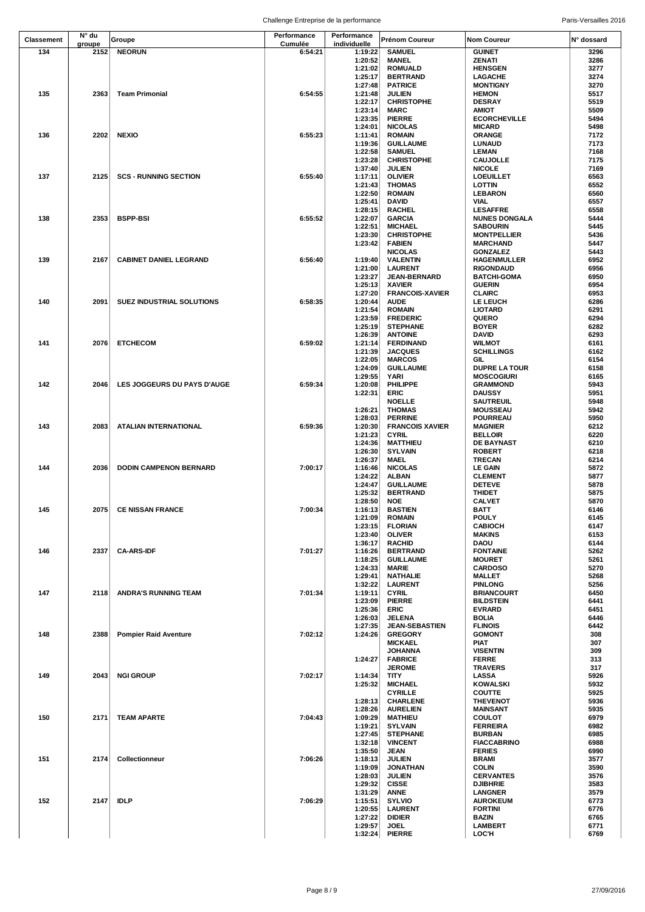| Classement | N° du groupe | Groupe | Performance Cumulée | Performance individuelle | Prénom Coureur | Nom Coureur | N° dossard |
|---|---|---|---|---|---|---|---|
| 134 | 2152 | NEORUN | 6:54:21 | 1:19:22 | SAMUEL | GUINET | 3296 |
| | | | | 1:20:52 | MANEL | ZENATI | 3286 |
| | | | | 1:21:02 | ROMUALD | HENSGEN | 3277 |
| | | | | 1:25:17 | BERTRAND | LAGACHE | 3274 |
| | | | | 1:27:48 | PATRICE | MONTIGNY | 3270 |
| 135 | 2363 | Team Primonial | 6:54:55 | 1:21:48 | JULIEN | HEMON | 5517 |
| | | | | 1:22:17 | CHRISTOPHE | DESRAY | 5519 |
| | | | | 1:23:14 | MARC | AMIOT | 5509 |
| | | | | 1:23:35 | PIERRE | ECORCHEVILLE | 5494 |
| | | | | 1:24:01 | NICOLAS | MICARD | 5498 |
| 136 | 2202 | NEXIO | 6:55:23 | 1:11:41 | ROMAIN | ORANGE | 7172 |
| | | | | 1:19:36 | GUILLAUME | LUNAUD | 7173 |
| | | | | 1:22:58 | SAMUEL | LEMAN | 7168 |
| | | | | 1:23:28 | CHRISTOPHE | CAUJOLLE | 7175 |
| | | | | 1:37:40 | JULIEN | NICOLE | 7169 |
| 137 | 2125 | SCS - RUNNING SECTION | 6:55:40 | 1:17:11 | OLIVIER | LOEUILLET | 6563 |
| | | | | 1:21:43 | THOMAS | LOTTIN | 6552 |
| | | | | 1:22:50 | ROMAIN | LEBARON | 6560 |
| | | | | 1:25:41 | DAVID | VIAL | 6557 |
| | | | | 1:28:15 | RACHEL | LESAFFRE | 6558 |
| 138 | 2353 | BSPP-BSI | 6:55:52 | 1:22:07 | GARCIA | NUNES DONGALA | 5444 |
| | | | | 1:22:51 | MICHAEL | SABOURIN | 5445 |
| | | | | 1:23:30 | CHRISTOPHE | MONTPELLIER | 5436 |
| | | | | 1:23:42 | FABIEN | MARCHAND | 5447 |
| | | | | | NICOLAS | GONZALEZ | 5443 |
| 139 | 2167 | CABINET DANIEL LEGRAND | 6:56:40 | 1:19:40 | VALENTIN | HAGENMULLER | 6952 |
| | | | | 1:21:00 | LAURENT | RIGONDAUD | 6956 |
| | | | | 1:23:27 | JEAN-BERNARD | BATCHI-GOMA | 6950 |
| | | | | 1:25:13 | XAVIER | GUERIN | 6954 |
| | | | | 1:27:20 | FRANCOIS-XAVIER | CLAIRC | 6953 |
| 140 | 2091 | SUEZ INDUSTRIAL SOLUTIONS | 6:58:35 | 1:20:44 | AUDE | LE LEUCH | 6286 |
| | | | | 1:21:54 | ROMAIN | LIOTARD | 6291 |
| | | | | 1:23:59 | FREDERIC | QUERO | 6294 |
| | | | | 1:25:19 | STEPHANE | BOYER | 6282 |
| | | | | 1:26:39 | ANTOINE | DAVID | 6293 |
| 141 | 2076 | ETCHECOM | 6:59:02 | 1:21:14 | FERDINAND | WILMOT | 6161 |
| | | | | 1:21:39 | JACQUES | SCHILLINGS | 6162 |
| | | | | 1:22:05 | MARCOS | GIL | 6154 |
| | | | | 1:24:09 | GUILLAUME | DUPRE LA TOUR | 6158 |
| | | | | 1:29:55 | YARI | MOSCOGIURI | 6165 |
| 142 | 2046 | LES JOGGEURS DU PAYS D'AUGE | 6:59:34 | 1:20:08 | PHILIPPE | GRAMMOND | 5943 |
| | | | | 1:22:31 | ERIC | DAUSSY | 5951 |
| | | | | | NOELLE | SAUTREUIL | 5948 |
| | | | | 1:26:21 | THOMAS | MOUSSEAU | 5942 |
| | | | | 1:28:03 | PERRINE | POURREAU | 5950 |
| 143 | 2083 | ATALIAN INTERNATIONAL | 6:59:36 | 1:20:30 | FRANCOIS XAVIER | MAGNIER | 6212 |
| | | | | 1:21:23 | CYRIL | BELLOIR | 6220 |
| | | | | 1:24:36 | MATTHIEU | DE BAYNAST | 6210 |
| | | | | 1:26:30 | SYLVAIN | ROBERT | 6218 |
| | | | | 1:26:37 | MAEL | TRECAN | 6214 |
| 144 | 2036 | DODIN CAMPENON BERNARD | 7:00:17 | 1:16:46 | NICOLAS | LE GAIN | 5872 |
| | | | | 1:24:22 | ALBAN | CLEMENT | 5877 |
| | | | | 1:24:47 | GUILLAUME | DETEVE | 5878 |
| | | | | 1:25:32 | BERTRAND | THIDET | 5875 |
| | | | | 1:28:50 | NOE | CALVET | 5870 |
| 145 | 2075 | CE NISSAN FRANCE | 7:00:34 | 1:16:13 | BASTIEN | BATT | 6146 |
| | | | | 1:21:09 | ROMAIN | POULY | 6145 |
| | | | | 1:23:15 | FLORIAN | CABIOCH | 6147 |
| | | | | 1:23:40 | OLIVER | MAKINS | 6153 |
| | | | | 1:36:17 | RACHID | DAOU | 6144 |
| 146 | 2337 | CA-ARS-IDF | 7:01:27 | 1:16:26 | BERTRAND | FONTAINE | 5262 |
| | | | | 1:18:25 | GUILLAUME | MOURET | 5261 |
| | | | | 1:24:33 | MARIE | CARDOSO | 5270 |
| | | | | 1:29:41 | NATHALIE | MALLET | 5268 |
| | | | | 1:32:22 | LAURENT | PINLONG | 5256 |
| 147 | 2118 | ANDRA'S RUNNING TEAM | 7:01:34 | 1:19:11 | CYRIL | BRIANCOURT | 6450 |
| | | | | 1:23:09 | PIERRE | BILDSTEIN | 6441 |
| | | | | 1:25:36 | ERIC | EVRARD | 6451 |
| | | | | 1:26:03 | JELENA | BOLIA | 6446 |
| | | | | 1:27:35 | JEAN-SEBASTIEN | FLINOIS | 6442 |
| 148 | 2388 | Pompier Raid Aventure | 7:02:12 | 1:24:26 | GREGORY | GOMONT | 308 |
| | | | | | MICKAEL | PIAT | 307 |
| | | | | | JOHANNA | VISENTIN | 309 |
| | | | | 1:24:27 | FABRICE | FERRE | 313 |
| | | | | | JEROME | TRAVERS | 317 |
| 149 | 2043 | NGI GROUP | 7:02:17 | 1:14:34 | TITY | LASSA | 5926 |
| | | | | 1:25:32 | MICHAEL | KOWALSKI | 5932 |
| | | | | | CYRILLE | COUTTE | 5925 |
| | | | | 1:28:13 | CHARLENE | THEVENOT | 5936 |
| | | | | 1:28:26 | AURELIEN | MAINSANT | 5935 |
| 150 | 2171 | TEAM APARTE | 7:04:43 | 1:09:29 | MATHIEU | COULOT | 6979 |
| | | | | 1:19:21 | SYLVAIN | FERREIRA | 6982 |
| | | | | 1:27:45 | STEPHANE | BURBAN | 6985 |
| | | | | 1:32:18 | VINCENT | FIACCABRINO | 6988 |
| | | | | 1:35:50 | JEAN | FERIES | 6990 |
| 151 | 2174 | Collectionneur | 7:06:26 | 1:18:13 | JULIEN | BRAMI | 3577 |
| | | | | 1:19:09 | JONATHAN | COLIN | 3590 |
| | | | | 1:28:03 | JULIEN | CERVANTES | 3576 |
| | | | | 1:29:32 | CISSE | DJIBHRIE | 3583 |
| | | | | 1:31:29 | ANNE | LANGNER | 3579 |
| 152 | 2147 | IDLP | 7:06:29 | 1:15:51 | SYLVIO | AUROKEUM | 6773 |
| | | | | 1:20:55 | LAURENT | FORTINI | 6776 |
| | | | | 1:27:22 | DIDIER | BAZIN | 6765 |
| | | | | 1:29:57 | JOEL | LAMBERT | 6771 |
| | | | | 1:32:24 | PIERRE | LOC'H | 6769 |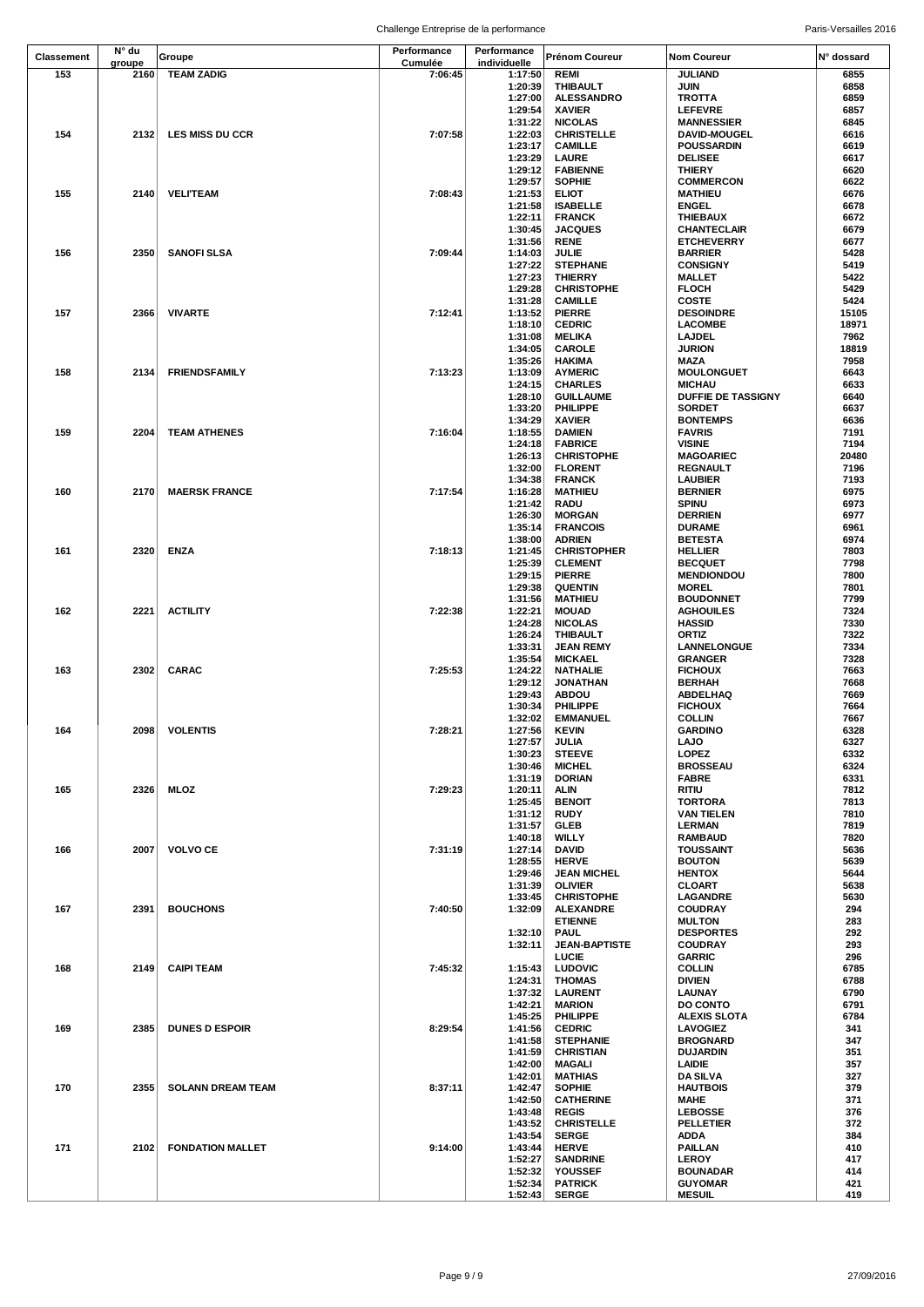| Classement | N° du groupe | Groupe | Performance Cumulée | Performance individuelle | Prénom Coureur | Nom Coureur | N° dossard |
|---|---|---|---|---|---|---|---|
| 153 | 2160 | TEAM ZADIG | 7:06:45 | 1:17:50 | REMI | JULIAND | 6855 |
| | | | | 1:20:39 | THIBAULT | JUIN | 6858 |
| | | | | 1:27:00 | ALESSANDRO | TROTTA | 6859 |
| | | | | 1:29:54 | XAVIER | LEFEVRE | 6857 |
| | | | | 1:31:22 | NICOLAS | MANNESSIER | 6845 |
| 154 | 2132 | LES MISS DU CCR | 7:07:58 | 1:22:03 | CHRISTELLE | DAVID-MOUGEL | 6616 |
| | | | | 1:23:17 | CAMILLE | POUSSARDIN | 6619 |
| | | | | 1:23:29 | LAURE | DELISEE | 6617 |
| | | | | 1:29:12 | FABIENNE | THIERY | 6620 |
| | | | | 1:29:57 | SOPHIE | COMMERCON | 6622 |
| 155 | 2140 | VELI'TEAM | 7:08:43 | 1:21:53 | ELIOT | MATHIEU | 6676 |
| | | | | 1:21:58 | ISABELLE | ENGEL | 6678 |
| | | | | 1:22:11 | FRANCK | THIEBAUX | 6672 |
| | | | | 1:30:45 | JACQUES | CHANTECLAIR | 6679 |
| | | | | 1:31:56 | RENE | ETCHEVERRY | 6677 |
| 156 | 2350 | SANOFI SLSA | 7:09:44 | 1:14:03 | JULIE | BARRIER | 5428 |
| | | | | 1:27:22 | STEPHANE | CONSIGNY | 5419 |
| | | | | 1:27:23 | THIERRY | MALLET | 5422 |
| | | | | 1:29:28 | CHRISTOPHE | FLOCH | 5429 |
| | | | | 1:31:28 | CAMILLE | COSTE | 5424 |
| 157 | 2366 | VIVARTE | 7:12:41 | 1:13:52 | PIERRE | DESOINDRE | 15105 |
| | | | | 1:18:10 | CEDRIC | LACOMBE | 18971 |
| | | | | 1:31:08 | MELIKA | LAJDEL | 7962 |
| | | | | 1:34:05 | CAROLE | JURION | 18819 |
| | | | | 1:35:26 | HAKIMA | MAZA | 7958 |
| 158 | 2134 | FRIENDSFAMILY | 7:13:23 | 1:13:09 | AYMERIC | MOULONGUET | 6643 |
| | | | | 1:24:15 | CHARLES | MICHAU | 6633 |
| | | | | 1:28:10 | GUILLAUME | DUFFIE DE TASSIGNY | 6640 |
| | | | | 1:33:20 | PHILIPPE | SORDET | 6637 |
| | | | | 1:34:29 | XAVIER | BONTEMPS | 6636 |
| 159 | 2204 | TEAM ATHENES | 7:16:04 | 1:18:55 | DAMIEN | FAVRIS | 7191 |
| | | | | 1:24:18 | FABRICE | VISINE | 7194 |
| | | | | 1:26:13 | CHRISTOPHE | MAGOARIEC | 20480 |
| | | | | 1:32:00 | FLORENT | REGNAULT | 7196 |
| | | | | 1:34:38 | FRANCK | LAUBIER | 7193 |
| 160 | 2170 | MAERSK FRANCE | 7:17:54 | 1:16:28 | MATHIEU | BERNIER | 6975 |
| | | | | 1:21:42 | RADU | SPINU | 6973 |
| | | | | 1:26:30 | MORGAN | DERRIEN | 6977 |
| | | | | 1:35:14 | FRANCOIS | DURAME | 6961 |
| | | | | 1:38:00 | ADRIEN | BETESTA | 6974 |
| 161 | 2320 | ENZA | 7:18:13 | 1:21:45 | CHRISTOPHER | HELLIER | 7803 |
| | | | | 1:25:39 | CLEMENT | BECQUET | 7798 |
| | | | | 1:29:15 | PIERRE | MENDIONDOU | 7800 |
| | | | | 1:29:38 | QUENTIN | MOREL | 7801 |
| | | | | 1:31:56 | MATHIEU | BOUDONNET | 7799 |
| 162 | 2221 | ACTILITY | 7:22:38 | 1:22:21 | MOUAD | AGHOUILES | 7324 |
| | | | | 1:24:28 | NICOLAS | HASSID | 7330 |
| | | | | 1:26:24 | THIBAULT | ORTIZ | 7322 |
| | | | | 1:33:31 | JEAN REMY | LANNELONGUE | 7334 |
| | | | | 1:35:54 | MICKAEL | GRANGER | 7328 |
| 163 | 2302 | CARAC | 7:25:53 | 1:24:22 | NATHALIE | FICHOUX | 7663 |
| | | | | 1:29:12 | JONATHAN | BERHAH | 7668 |
| | | | | 1:29:43 | ABDOU | ABDELHAQ | 7669 |
| | | | | 1:30:34 | PHILIPPE | FICHOUX | 7664 |
| | | | | 1:32:02 | EMMANUEL | COLLIN | 7667 |
| 164 | 2098 | VOLENTIS | 7:28:21 | 1:27:56 | KEVIN | GARDINO | 6328 |
| | | | | 1:27:57 | JULIA | LAJO | 6327 |
| | | | | 1:30:23 | STEEVE | LOPEZ | 6332 |
| | | | | 1:30:46 | MICHEL | BROSSEAU | 6324 |
| | | | | 1:31:19 | DORIAN | FABRE | 6331 |
| 165 | 2326 | MLOZ | 7:29:23 | 1:20:11 | ALIN | RITIU | 7812 |
| | | | | 1:25:45 | BENOIT | TORTORA | 7813 |
| | | | | 1:31:12 | RUDY | VAN TIELEN | 7810 |
| | | | | 1:31:57 | GLEB | LERMAN | 7819 |
| | | | | 1:40:18 | WILLY | RAMBAUD | 7820 |
| 166 | 2007 | VOLVO CE | 7:31:19 | 1:27:14 | DAVID | TOUSSAINT | 5636 |
| | | | | 1:28:55 | HERVE | BOUTON | 5639 |
| | | | | 1:29:46 | JEAN MICHEL | HENTOX | 5644 |
| | | | | 1:31:39 | OLIVIER | CLOART | 5638 |
| | | | | 1:33:45 | CHRISTOPHE | LAGANDRE | 5630 |
| 167 | 2391 | BOUCHONS | 7:40:50 | 1:32:09 | ALEXANDRE | COUDRAY | 294 |
| | | | | | ETIENNE | MULTON | 283 |
| | | | | 1:32:10 | PAUL | DESPORTES | 292 |
| | | | | 1:32:11 | JEAN-BAPTISTE | COUDRAY | 293 |
| | | | | | LUCIE | GARRIC | 296 |
| 168 | 2149 | CAIPI TEAM | 7:45:32 | 1:15:43 | LUDOVIC | COLLIN | 6785 |
| | | | | 1:24:31 | THOMAS | DIVIEN | 6788 |
| | | | | 1:37:32 | LAURENT | LAUNAY | 6790 |
| | | | | 1:42:21 | MARION | DO CONTO | 6791 |
| | | | | 1:45:25 | PHILIPPE | ALEXIS SLOTA | 6784 |
| 169 | 2385 | DUNES D ESPOIR | 8:29:54 | 1:41:56 | CEDRIC | LAVOGIEZ | 341 |
| | | | | 1:41:58 | STEPHANIE | BROGNARD | 347 |
| | | | | 1:41:59 | CHRISTIAN | DUJARDIN | 351 |
| | | | | 1:42:00 | MAGALI | LAIDIE | 357 |
| | | | | 1:42:01 | MATHIAS | DA SILVA | 327 |
| 170 | 2355 | SOLANN DREAM TEAM | 8:37:11 | 1:42:47 | SOPHIE | HAUTBOIS | 379 |
| | | | | 1:42:50 | CATHERINE | MAHE | 371 |
| | | | | 1:43:48 | REGIS | LEBOSSE | 376 |
| | | | | 1:43:52 | CHRISTELLE | PELLETIER | 372 |
| | | | | 1:43:54 | SERGE | ADDA | 384 |
| 171 | 2102 | FONDATION MALLET | 9:14:00 | 1:43:44 | HERVE | PAILLAN | 410 |
| | | | | 1:52:27 | SANDRINE | LEROY | 417 |
| | | | | 1:52:32 | YOUSSEF | BOUNADAR | 414 |
| | | | | 1:52:34 | PATRICK | GUYOMAR | 421 |
| | | | | 1:52:43 | SERGE | MESUIL | 419 |